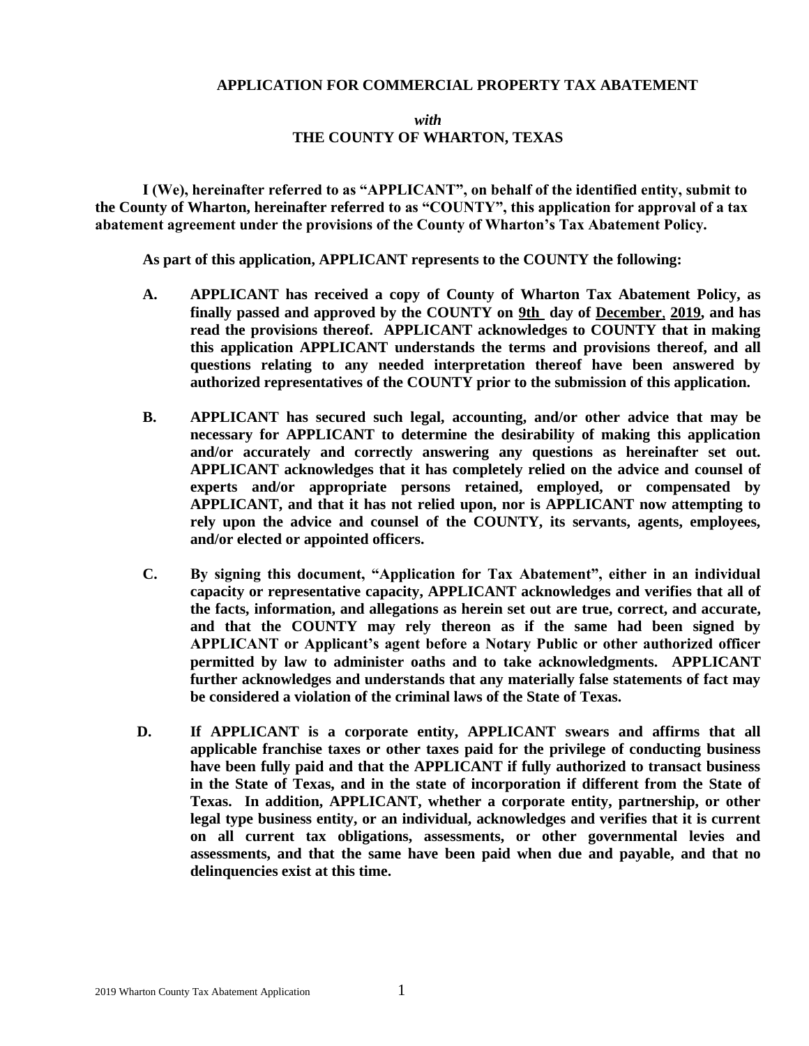**APPLICATION FOR COMMERCIAL PROPERTY TAX ABATEMENT**

***with***

**THE COUNTY OF WHARTON, TEXAS**

**I (We), hereinafter referred to as "APPLICANT", on behalf of the identified entity, submit to the County of Wharton, hereinafter referred to as "COUNTY", this application for approval of a tax abatement agreement under the provisions of the County of Wharton's Tax Abatement Policy.**

**As part of this application, APPLICANT represents to the COUNTY the following:**

**A.** **APPLICANT has received a copy of County of Wharton Tax Abatement Policy, as finally passed and approved by the COUNTY on 9th day of December, 2019, and has read the provisions thereof. APPLICANT acknowledges to COUNTY that in making this application APPLICANT understands the terms and provisions thereof, and all questions relating to any needed interpretation thereof have been answered by authorized representatives of the COUNTY prior to the submission of this application.**

**B.** **APPLICANT has secured such legal, accounting, and/or other advice that may be necessary for APPLICANT to determine the desirability of making this application and/or accurately and correctly answering any questions as hereinafter set out. APPLICANT acknowledges that it has completely relied on the advice and counsel of experts and/or appropriate persons retained, employed, or compensated by APPLICANT, and that it has not relied upon, nor is APPLICANT now attempting to rely upon the advice and counsel of the COUNTY, its servants, agents, employees, and/or elected or appointed officers.**

**C.** **By signing this document, "Application for Tax Abatement", either in an individual capacity or representative capacity, APPLICANT acknowledges and verifies that all of the facts, information, and allegations as herein set out are true, correct, and accurate, and that the COUNTY may rely thereon as if the same had been signed by APPLICANT or Applicant's agent before a Notary Public or other authorized officer permitted by law to administer oaths and to take acknowledgments. APPLICANT further acknowledges and understands that any materially false statements of fact may be considered a violation of the criminal laws of the State of Texas.**

**D.** **If APPLICANT is a corporate entity, APPLICANT swears and affirms that all applicable franchise taxes or other taxes paid for the privilege of conducting business have been fully paid and that the APPLICANT if fully authorized to transact business in the State of Texas, and in the state of incorporation if different from the State of Texas. In addition, APPLICANT, whether a corporate entity, partnership, or other legal type business entity, or an individual, acknowledges and verifies that it is current on all current tax obligations, assessments, or other governmental levies and assessments, and that the same have been paid when due and payable, and that no delinquencies exist at this time.**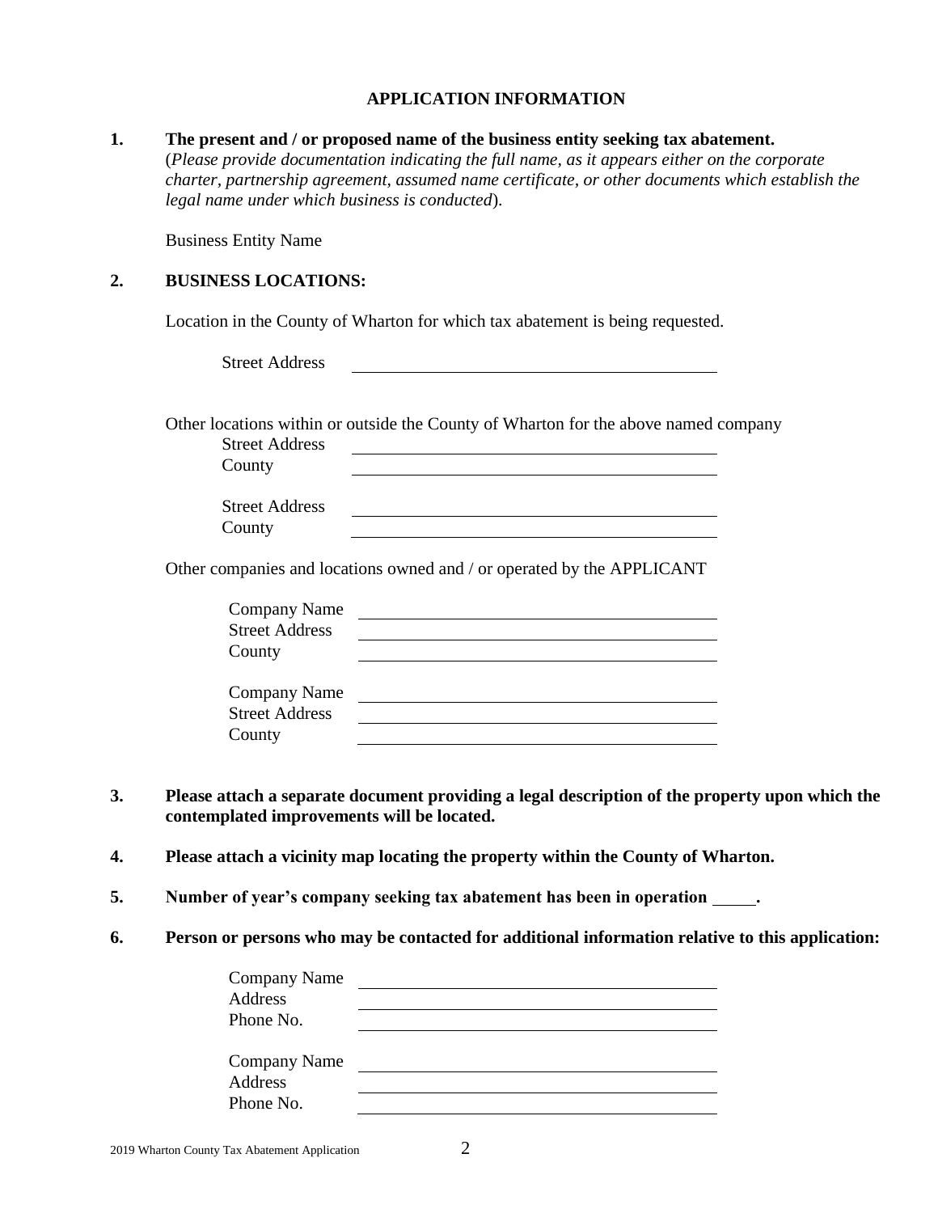## APPLICATION INFORMATION

**1. The present and / or proposed name of the business entity seeking tax abatement.**
(*Please provide documentation indicating the full name, as it appears either on the corporate charter, partnership agreement, assumed name certificate, or other documents which establish the legal name under which business is conducted*).

Business Entity Name

**2. BUSINESS LOCATIONS:**

Location in the County of Wharton for which tax abatement is being requested.

Street Address ____________________________________________

Other locations within or outside the County of Wharton for the above named company

Street Address ____________________________________________
County ____________________________________________

Street Address ____________________________________________
County ____________________________________________

Other companies and locations owned and / or operated by the APPLICANT

Company Name ____________________________________________
Street Address ____________________________________________
County ____________________________________________

Company Name ____________________________________________
Street Address ____________________________________________
County ____________________________________________

**3. Please attach a separate document providing a legal description of the property upon which the contemplated improvements will be located.**

**4. Please attach a vicinity map locating the property within the County of Wharton.**

**5. Number of year's company seeking tax abatement has been in operation _____.**

**6. Person or persons who may be contacted for additional information relative to this application:**

Company Name ____________________________________________
Address ____________________________________________
Phone No. ____________________________________________

Company Name ____________________________________________
Address ____________________________________________
Phone No. ____________________________________________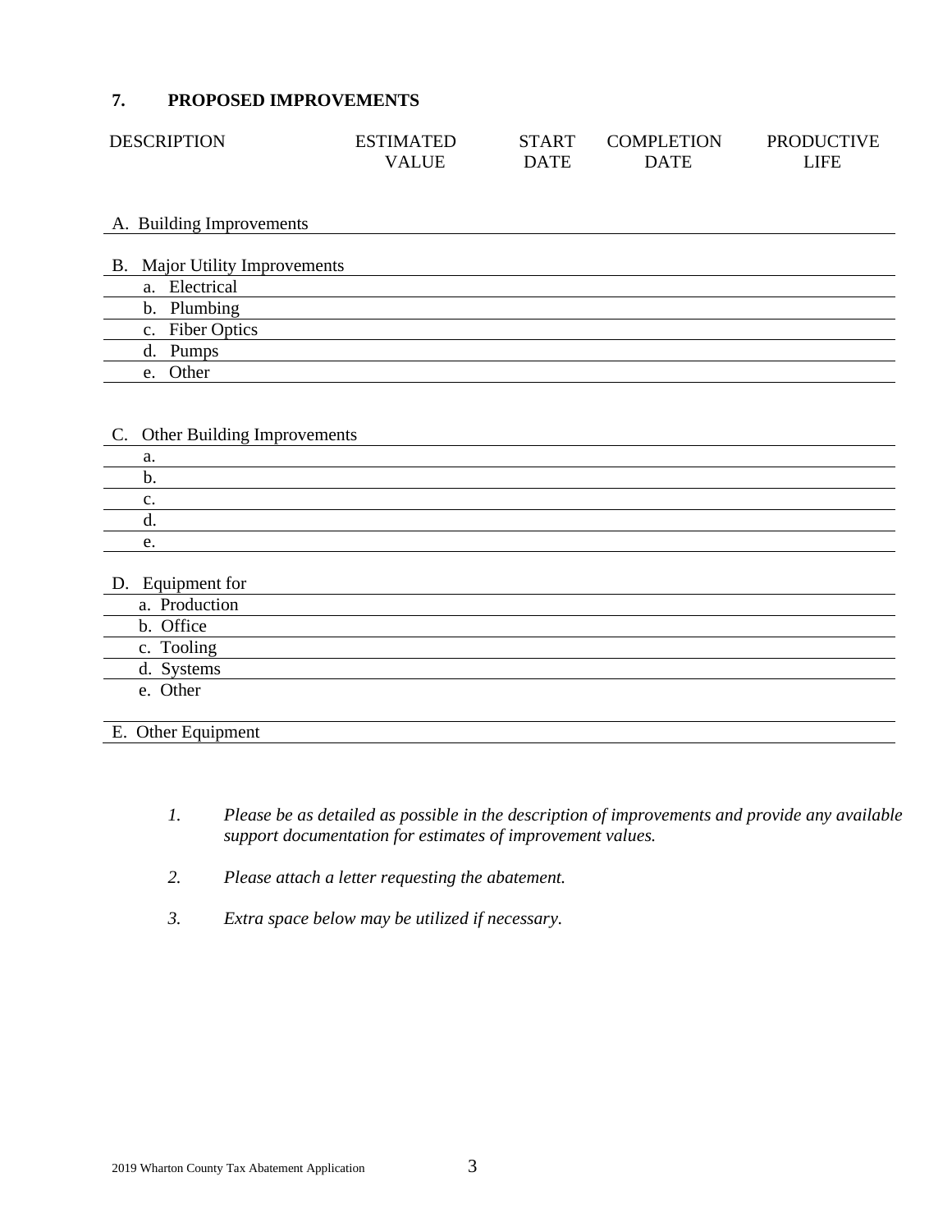## 7. PROPOSED IMPROVEMENTS

| DESCRIPTION | ESTIMATED VALUE | START DATE | COMPLETION DATE | PRODUCTIVE LIFE |
|---|---|---|---|---|
| A. Building Improvements | | | | |
| B. Major Utility Improvements | | | | |
| a. Electrical | | | | |
| b. Plumbing | | | | |
| c. Fiber Optics | | | | |
| d. Pumps | | | | |
| e. Other | | | | |
| C. Other Building Improvements | | | | |
| a. | | | | |
| b. | | | | |
| c. | | | | |
| d. | | | | |
| e. | | | | |
| D. Equipment for | | | | |
| a. Production | | | | |
| b. Office | | | | |
| c. Tooling | | | | |
| d. Systems | | | | |
| e. Other | | | | |
| E. Other Equipment | | | | |

1. *Please be as detailed as possible in the description of improvements and provide any available support documentation for estimates of improvement values.*

2. *Please attach a letter requesting the abatement.*

3. *Extra space below may be utilized if necessary.*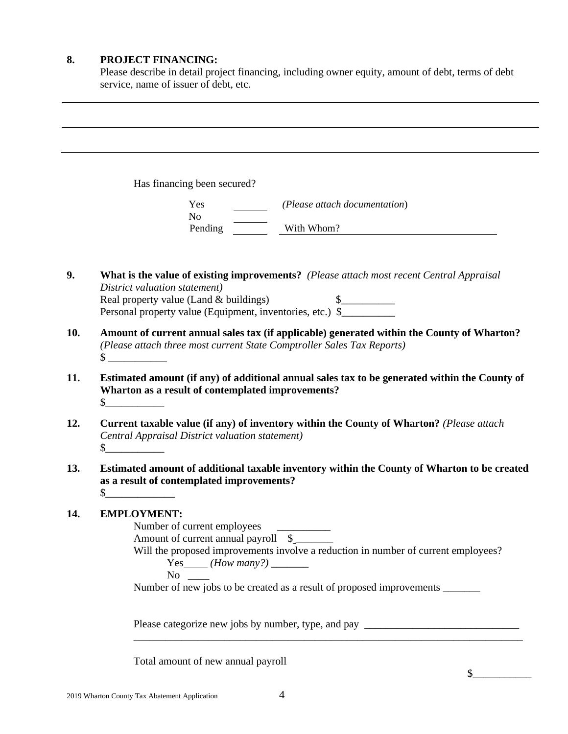**8. PROJECT FINANCING:**

Please describe in detail project financing, including owner equity, amount of debt, terms of debt service, name of issuer of debt, etc.

______________________________________________________________________________

______________________________________________________________________________

______________________________________________________________________________

Has financing been secured?

Yes _______ *(Please attach documentation)*

No _______

Pending _______ With Whom? ______________________________

**9. What is the value of existing improvements?** *(Please attach most recent Central Appraisal District valuation statement)*

Real property value (Land & buildings) $__________

Personal property value (Equipment, inventories, etc.) $__________

**10. Amount of current annual sales tax (if applicable) generated within the County of Wharton?** *(Please attach three most current State Comptroller Sales Tax Reports)*

$ ___________

**11. Estimated amount (if any) of additional annual sales tax to be generated within the County of Wharton as a result of contemplated improvements?**

$___________

**12. Current taxable value (if any) of inventory within the County of Wharton?** *(Please attach Central Appraisal District valuation statement)*

$___________

**13. Estimated amount of additional taxable inventory within the County of Wharton to be created as a result of contemplated improvements?**

$_____________

**14. EMPLOYMENT:**

Number of current employees __________

Amount of current annual payroll $_______

Will the proposed improvements involve a reduction in number of current employees?

Yes____ *(How many?)* _______

No ____

Number of new jobs to be created as a result of proposed improvements _______

Please categorize new jobs by number, type, and pay _____________________________

______________________________________________________________________________

Total amount of new annual payroll $___________

2019 Wharton County Tax Abatement Application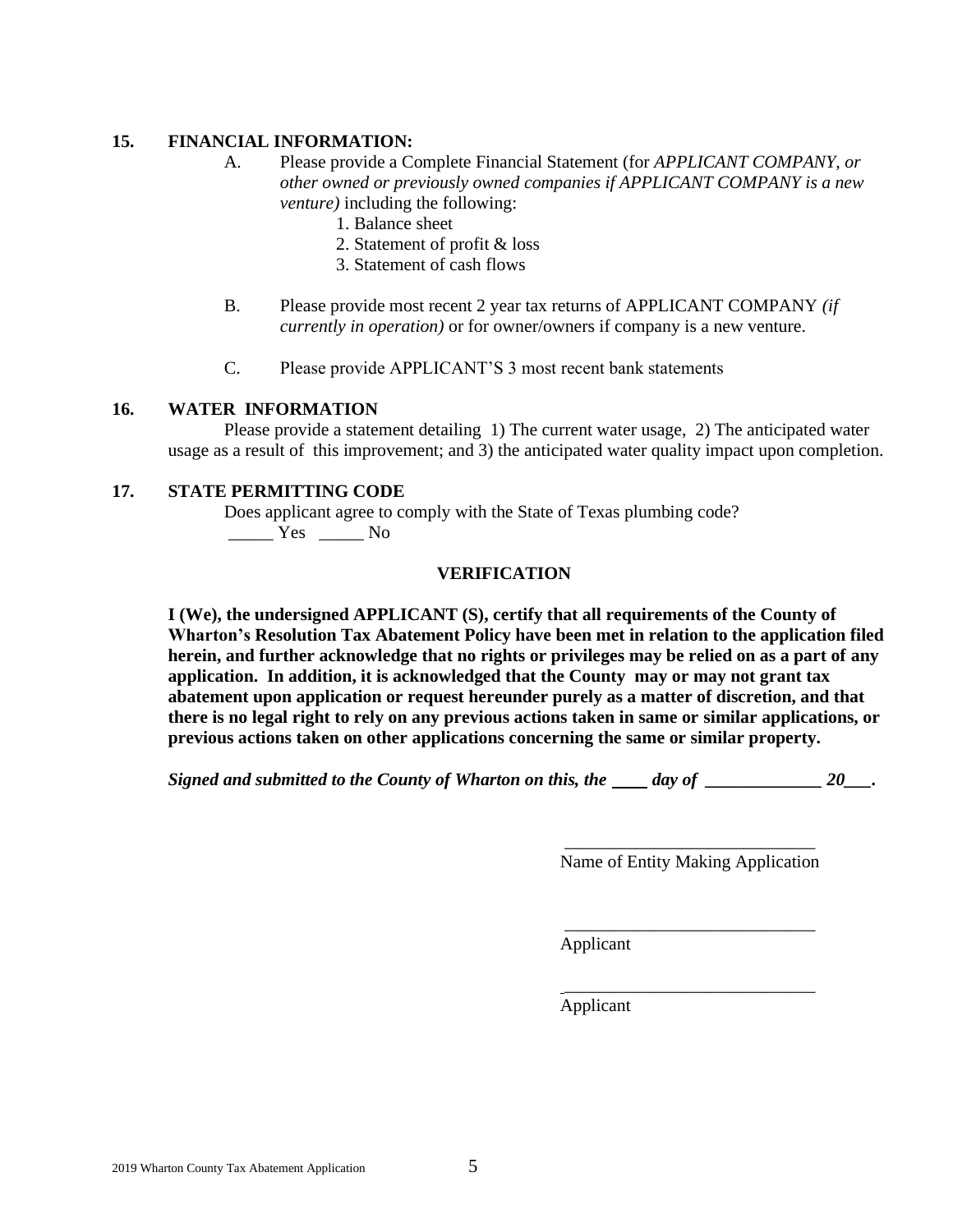**15. FINANCIAL INFORMATION:**

A. Please provide a Complete Financial Statement (for *APPLICANT COMPANY, or other owned or previously owned companies if APPLICANT COMPANY is a new venture)* including the following:

1. Balance sheet
2. Statement of profit & loss
3. Statement of cash flows

B. Please provide most recent 2 year tax returns of APPLICANT COMPANY *(if currently in operation)* or for owner/owners if company is a new venture.

C. Please provide APPLICANT'S 3 most recent bank statements

**16. WATER INFORMATION**

Please provide a statement detailing 1) The current water usage, 2) The anticipated water usage as a result of this improvement; and 3) the anticipated water quality impact upon completion.

**17. STATE PERMITTING CODE**

Does applicant agree to comply with the State of Texas plumbing code?

_____ Yes _____ No

**VERIFICATION**

**I (We), the undersigned APPLICANT (S), certify that all requirements of the County of Wharton's Resolution Tax Abatement Policy have been met in relation to the application filed herein, and further acknowledge that no rights or privileges may be relied on as a part of any application. In addition, it is acknowledged that the County may or may not grant tax abatement upon application or request hereunder purely as a matter of discretion, and that there is no legal right to rely on any previous actions taken in same or similar applications, or previous actions taken on other applications concerning the same or similar property.**

***Signed and submitted to the County of Wharton on this, the ____ day of _____________ 20___.***

____________________________
Name of Entity Making Application

____________________________
Applicant

____________________________
Applicant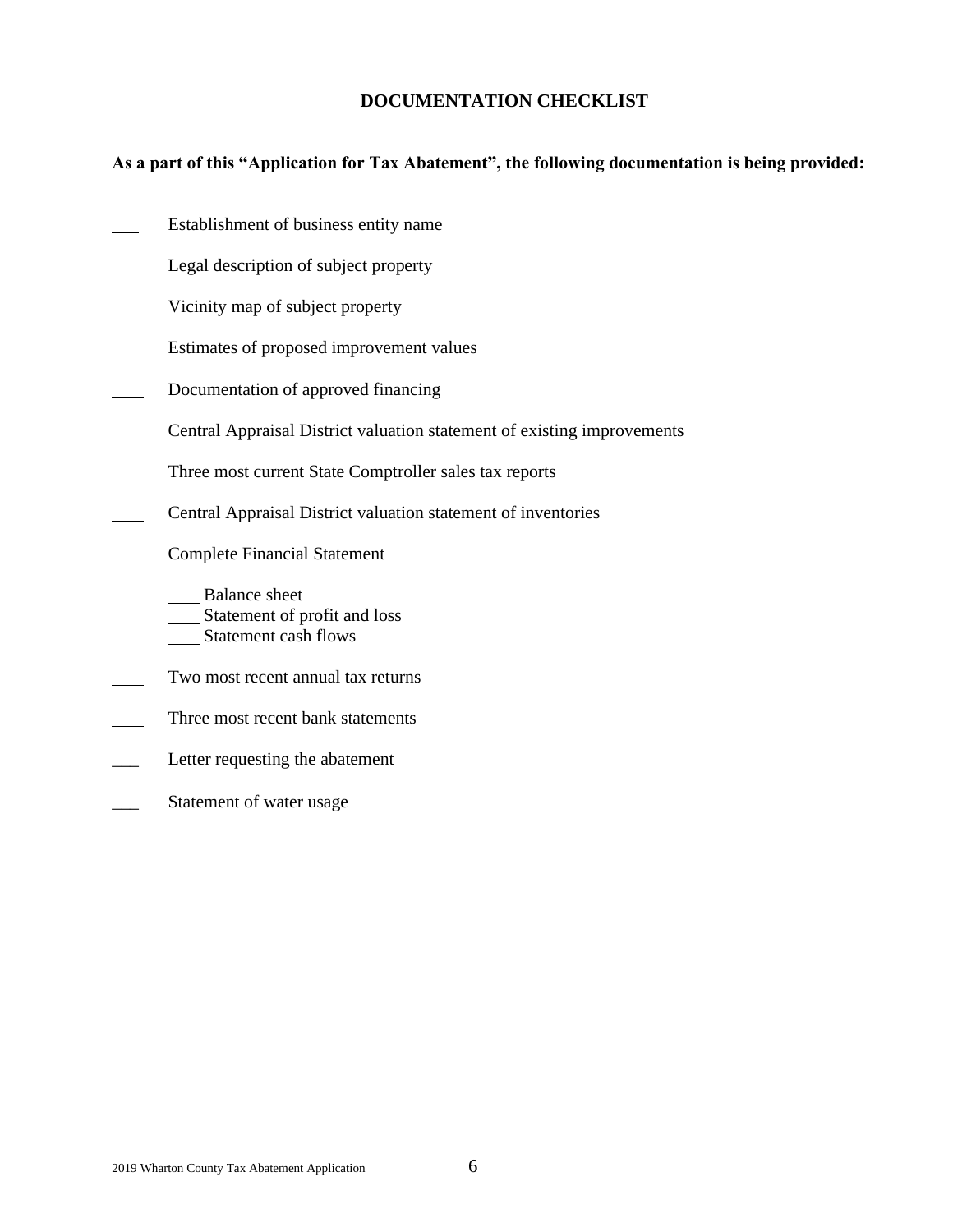## DOCUMENTATION CHECKLIST

**As a part of this "Application for Tax Abatement", the following documentation is being provided:**

___ Establishment of business entity name

___ Legal description of subject property

____ Vicinity map of subject property

____ Estimates of proposed improvement values

____ Documentation of approved financing

____ Central Appraisal District valuation statement of existing improvements

____ Three most current State Comptroller sales tax reports

____ Central Appraisal District valuation statement of inventories

Complete Financial Statement

- ____ Balance sheet
- ____ Statement of profit and loss
- ____ Statement cash flows

____ Two most recent annual tax returns

____ Three most recent bank statements

___ Letter requesting the abatement

___ Statement of water usage

2019 Wharton County Tax Abatement Application